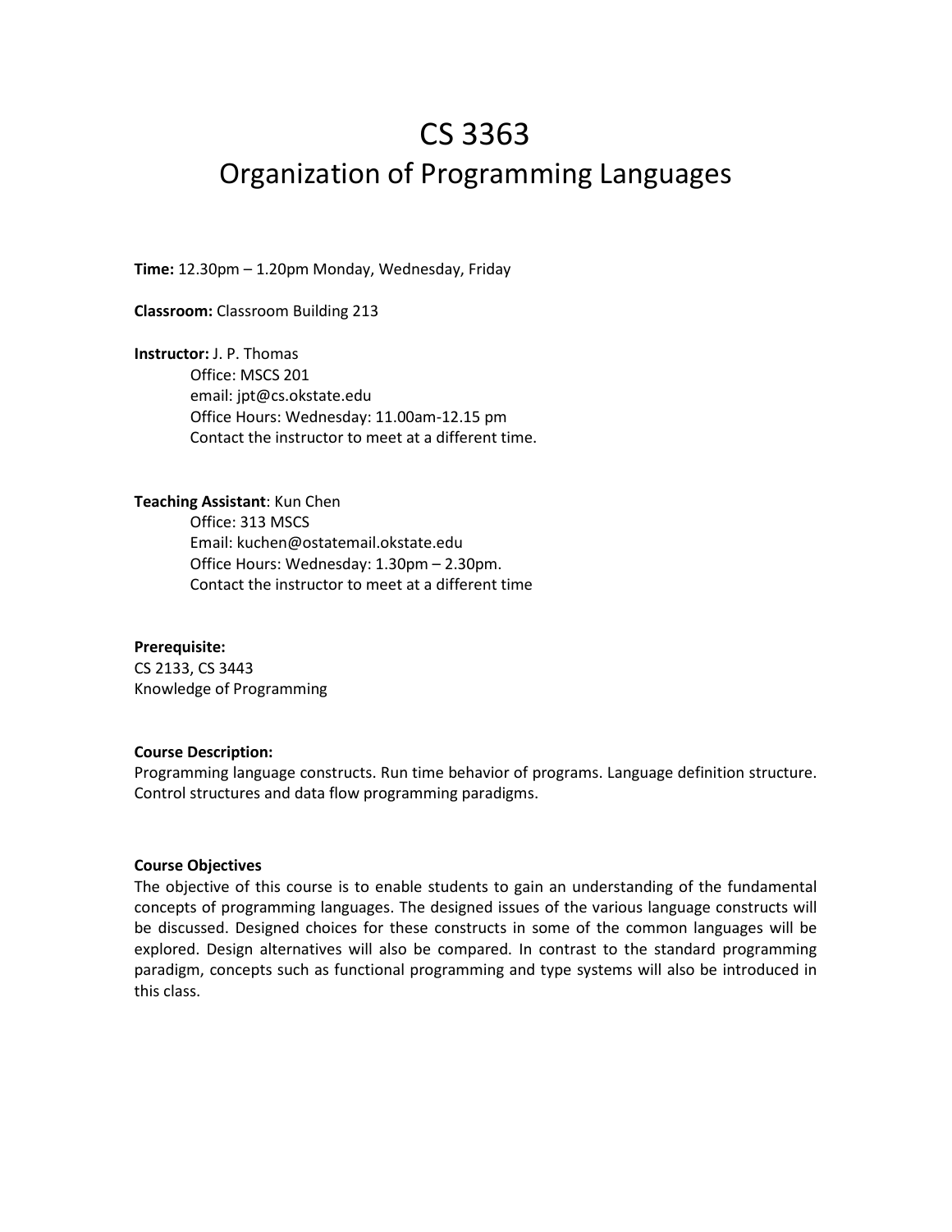# CS 3363
# Organization of Programming Languages

**Time:** 12.30pm – 1.20pm Monday, Wednesday, Friday

**Classroom:** Classroom Building 213

**Instructor:** J. P. Thomas
Office: MSCS 201
email: jpt@cs.okstate.edu
Office Hours: Wednesday: 11.00am-12.15 pm
Contact the instructor to meet at a different time.

**Teaching Assistant**: Kun Chen
Office: 313 MSCS
Email: kuchen@ostatemail.okstate.edu
Office Hours: Wednesday: 1.30pm – 2.30pm.
Contact the instructor to meet at a different time

**Prerequisite:**
CS 2133, CS 3443
Knowledge of Programming

**Course Description:**
Programming language constructs. Run time behavior of programs. Language definition structure. Control structures and data flow programming paradigms.

**Course Objectives**
The objective of this course is to enable students to gain an understanding of the fundamental concepts of programming languages. The designed issues of the various language constructs will be discussed. Designed choices for these constructs in some of the common languages will be explored. Design alternatives will also be compared. In contrast to the standard programming paradigm, concepts such as functional programming and type systems will also be introduced in this class.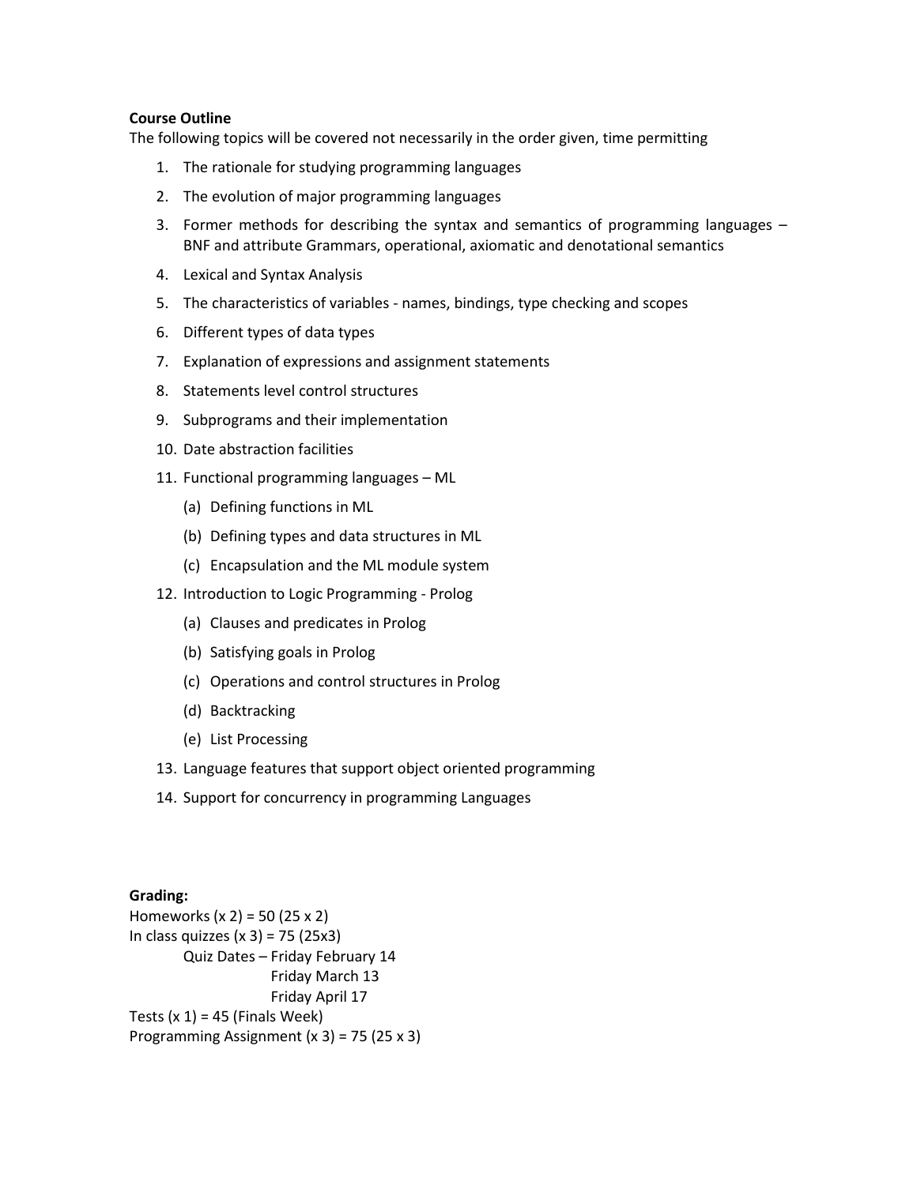**Course Outline**

The following topics will be covered not necessarily in the order given, time permitting

1. The rationale for studying programming languages
2. The evolution of major programming languages
3. Former methods for describing the syntax and semantics of programming languages – BNF and attribute Grammars, operational, axiomatic and denotational semantics
4. Lexical and Syntax Analysis
5. The characteristics of variables - names, bindings, type checking and scopes
6. Different types of data types
7. Explanation of expressions and assignment statements
8. Statements level control structures
9. Subprograms and their implementation
10. Date abstraction facilities
11. Functional programming languages – ML
    - (a) Defining functions in ML
    - (b) Defining types and data structures in ML
    - (c) Encapsulation and the ML module system
12. Introduction to Logic Programming - Prolog
    - (a) Clauses and predicates in Prolog
    - (b) Satisfying goals in Prolog
    - (c) Operations and control structures in Prolog
    - (d) Backtracking
    - (e) List Processing
13. Language features that support object oriented programming
14. Support for concurrency in programming Languages

**Grading:**

Homeworks (x 2) = 50 (25 x 2)
In class quizzes (x 3) = 75 (25x3)
Quiz Dates – Friday February 14
Friday March 13
Friday April 17
Tests (x 1) = 45 (Finals Week)
Programming Assignment (x 3) = 75 (25 x 3)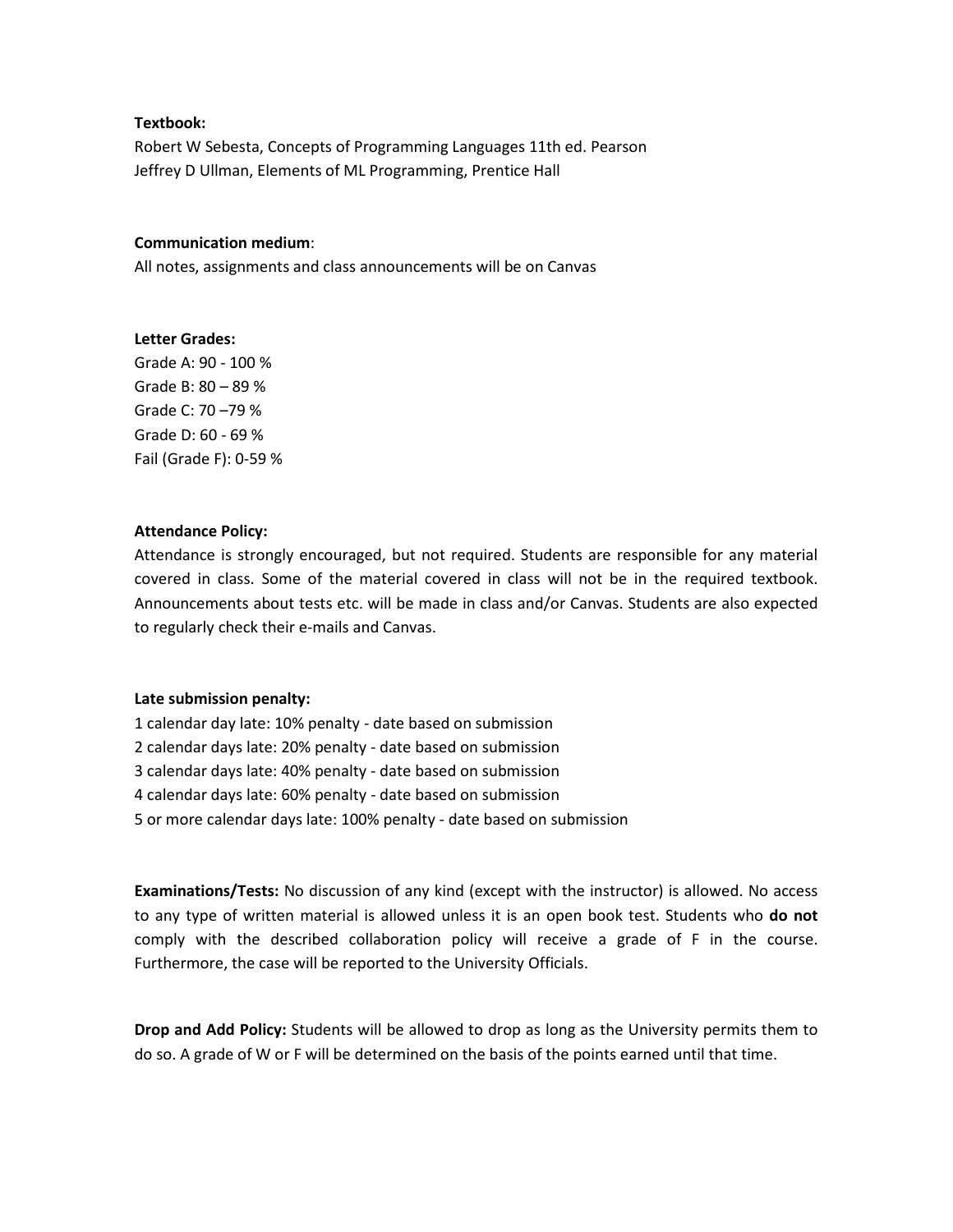**Textbook:**

Robert W Sebesta, Concepts of Programming Languages 11th ed. Pearson
Jeffrey D Ullman, Elements of ML Programming, Prentice Hall

**Communication medium**:

All notes, assignments and class announcements will be on Canvas

**Letter Grades:**

Grade A: 90 - 100 %
Grade B: 80 – 89 %
Grade C: 70 –79 %
Grade D: 60 - 69 %
Fail (Grade F): 0-59 %

**Attendance Policy:**

Attendance is strongly encouraged, but not required. Students are responsible for any material covered in class. Some of the material covered in class will not be in the required textbook. Announcements about tests etc. will be made in class and/or Canvas. Students are also expected to regularly check their e-mails and Canvas.

**Late submission penalty:**

1 calendar day late: 10% penalty - date based on submission
2 calendar days late: 20% penalty - date based on submission
3 calendar days late: 40% penalty - date based on submission
4 calendar days late: 60% penalty - date based on submission
5 or more calendar days late: 100% penalty - date based on submission

**Examinations/Tests:** No discussion of any kind (except with the instructor) is allowed. No access to any type of written material is allowed unless it is an open book test. Students who **do not** comply with the described collaboration policy will receive a grade of F in the course. Furthermore, the case will be reported to the University Officials.

**Drop and Add Policy:** Students will be allowed to drop as long as the University permits them to do so. A grade of W or F will be determined on the basis of the points earned until that time.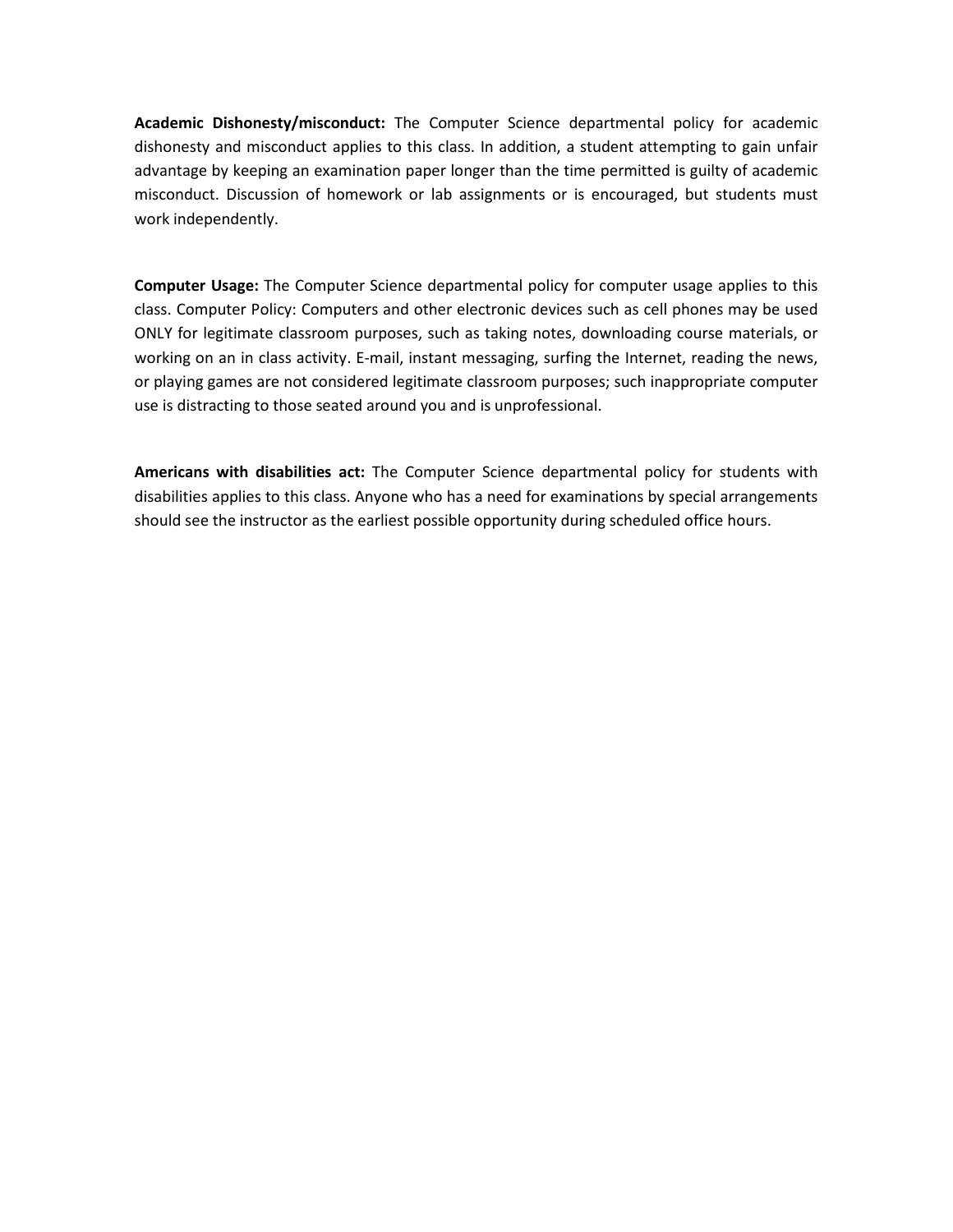**Academic Dishonesty/misconduct:** The Computer Science departmental policy for academic dishonesty and misconduct applies to this class. In addition, a student attempting to gain unfair advantage by keeping an examination paper longer than the time permitted is guilty of academic misconduct. Discussion of homework or lab assignments or is encouraged, but students must work independently.

**Computer Usage:** The Computer Science departmental policy for computer usage applies to this class. Computer Policy: Computers and other electronic devices such as cell phones may be used ONLY for legitimate classroom purposes, such as taking notes, downloading course materials, or working on an in class activity. E-mail, instant messaging, surfing the Internet, reading the news, or playing games are not considered legitimate classroom purposes; such inappropriate computer use is distracting to those seated around you and is unprofessional.

**Americans with disabilities act:** The Computer Science departmental policy for students with disabilities applies to this class. Anyone who has a need for examinations by special arrangements should see the instructor as the earliest possible opportunity during scheduled office hours.